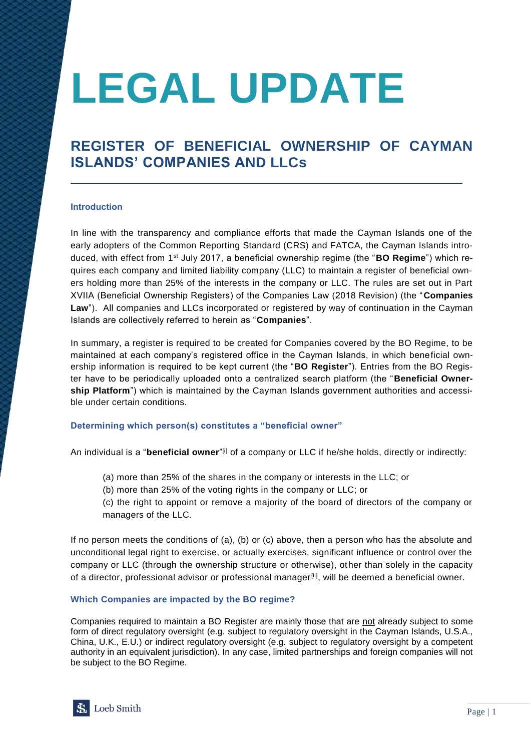# LEGAL UPDATE

## REGISTER OF BENEFICIAL OWNERSHIP OF CAYMAN ISLANDS' COMPANIES AND LLCs

### Introduction

In line with the transparency and compliance efforts that made the Cayman Islands one of the early adopters of the Common Reporting Standard (CRS) and FATCA, the Cayman Islands introduced, with effect from 1st July 2017, a beneficial ownership regime (the "**BO Regime**") which requires each company and limited liability company (LLC) to maintain a register of beneficial owners holding more than 25% of the interests in the company or LLC. The rules are set out in Part XVIIA (Beneficial Ownership Registers) of the Companies Law (2018 Revision) (the "**Companies Law**"). All companies and LLCs incorporated or registered by way of continuation in the Cayman Islands are collectively referred to herein as "**Companies**".

In summary, a register is required to be created for Companies covered by the BO Regime, to be maintained at each company's registered office in the Cayman Islands, in which beneficial ownership information is required to be kept current (the "**BO Register**"). Entries from the BO Register have to be periodically uploaded onto a centralized search platform (the "**Beneficial Ownership Platform**") which is maintained by the Cayman Islands government authorities and accessible under certain conditions.

### Determining which person(s) constitutes a "beneficial owner"

An individual is a "**beneficial owner**"[i] of a company or LLC if he/she holds, directly or indirectly:

(a) more than 25% of the shares in the company or interests in the LLC; or
(b) more than 25% of the voting rights in the company or LLC; or
(c) the right to appoint or remove a majority of the board of directors of the company or managers of the LLC.

If no person meets the conditions of (a), (b) or (c) above, then a person who has the absolute and unconditional legal right to exercise, or actually exercises, significant influence or control over the company or LLC (through the ownership structure or otherwise), other than solely in the capacity of a director, professional advisor or professional manager[ii], will be deemed a beneficial owner.

### Which Companies are impacted by the BO regime?

Companies required to maintain a BO Register are mainly those that are not already subject to some form of direct regulatory oversight (e.g. subject to regulatory oversight in the Cayman Islands, U.S.A., China, U.K., E.U.) or indirect regulatory oversight (e.g. subject to regulatory oversight by a competent authority in an equivalent jurisdiction). In any case, limited partnerships and foreign companies will not be subject to the BO Regime.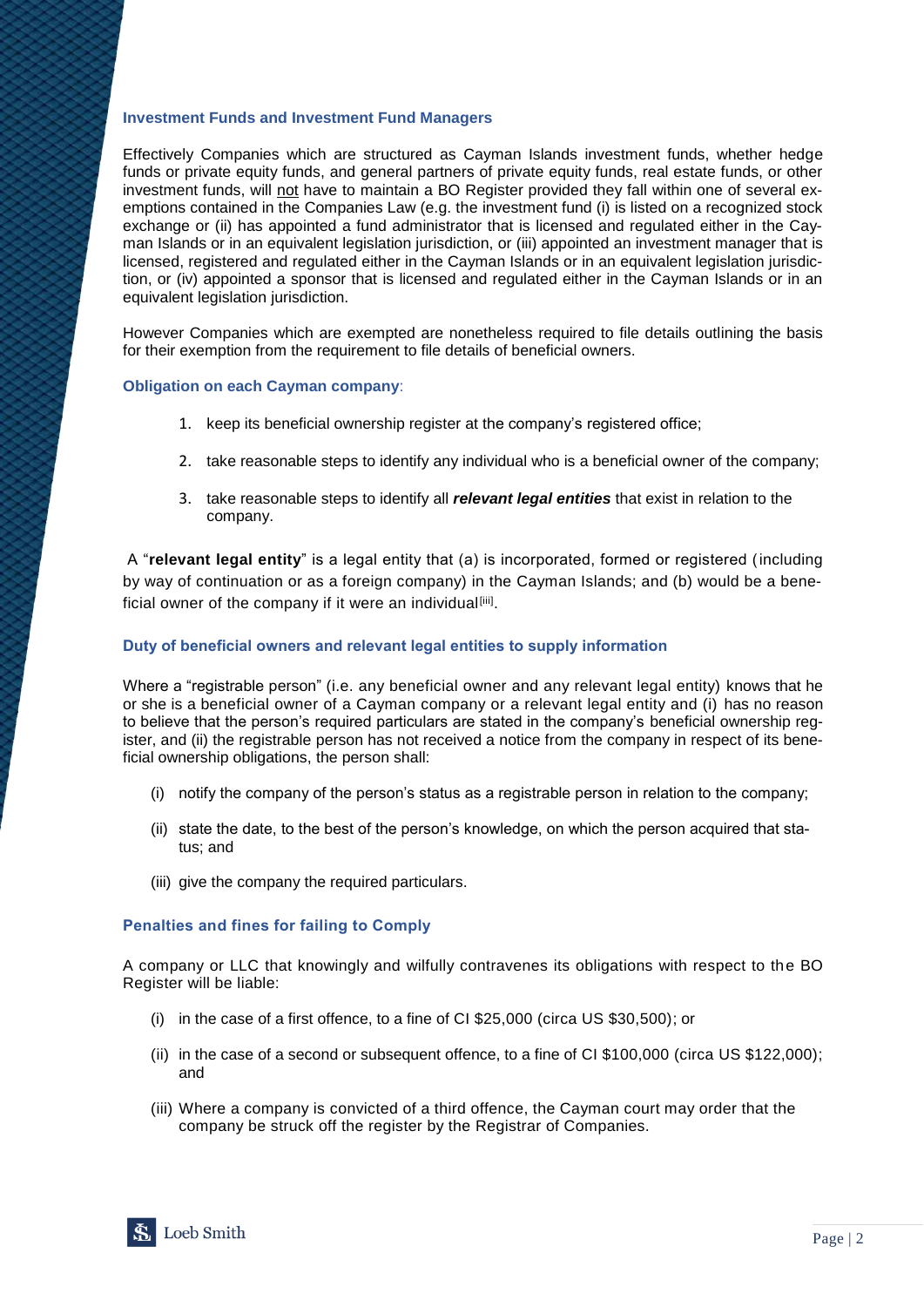### Investment Funds and Investment Fund Managers

Effectively Companies which are structured as Cayman Islands investment funds, whether hedge funds or private equity funds, and general partners of private equity funds, real estate funds, or other investment funds, will not have to maintain a BO Register provided they fall within one of several exemptions contained in the Companies Law (e.g. the investment fund (i) is listed on a recognized stock exchange or (ii) has appointed a fund administrator that is licensed and regulated either in the Cayman Islands or in an equivalent legislation jurisdiction, or (iii) appointed an investment manager that is licensed, registered and regulated either in the Cayman Islands or in an equivalent legislation jurisdiction, or (iv) appointed a sponsor that is licensed and regulated either in the Cayman Islands or in an equivalent legislation jurisdiction.

However Companies which are exempted are nonetheless required to file details outlining the basis for their exemption from the requirement to file details of beneficial owners.

### Obligation on each Cayman company:

1. keep its beneficial ownership register at the company's registered office;
2. take reasonable steps to identify any individual who is a beneficial owner of the company;
3. take reasonable steps to identify all ***relevant legal entities*** that exist in relation to the company.

A "**relevant legal entity**" is a legal entity that (a) is incorporated, formed or registered (including by way of continuation or as a foreign company) in the Cayman Islands; and (b) would be a beneficial owner of the company if it were an individual[iii].

### Duty of beneficial owners and relevant legal entities to supply information

Where a "registrable person" (i.e. any beneficial owner and any relevant legal entity) knows that he or she is a beneficial owner of a Cayman company or a relevant legal entity and (i) has no reason to believe that the person's required particulars are stated in the company's beneficial ownership register, and (ii) the registrable person has not received a notice from the company in respect of its beneficial ownership obligations, the person shall:

(i) notify the company of the person's status as a registrable person in relation to the company;

(ii) state the date, to the best of the person's knowledge, on which the person acquired that status; and

(iii) give the company the required particulars.

### Penalties and fines for failing to Comply

A company or LLC that knowingly and wilfully contravenes its obligations with respect to the BO Register will be liable:

(i) in the case of a first offence, to a fine of CI $25,000 (circa US $30,500); or

(ii) in the case of a second or subsequent offence, to a fine of CI $100,000 (circa US $122,000); and

(iii) Where a company is convicted of a third offence, the Cayman court may order that the company be struck off the register by the Registrar of Companies.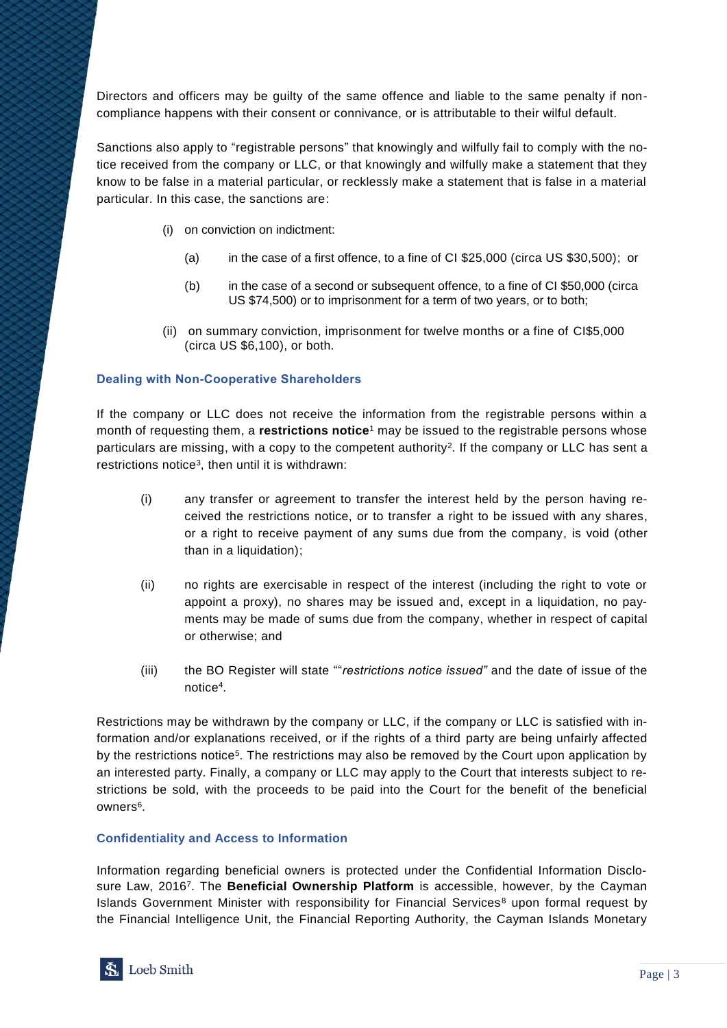Directors and officers may be guilty of the same offence and liable to the same penalty if non-compliance happens with their consent or connivance, or is attributable to their wilful default.

Sanctions also apply to "registrable persons" that knowingly and wilfully fail to comply with the notice received from the company or LLC, or that knowingly and wilfully make a statement that they know to be false in a material particular, or recklessly make a statement that is false in a material particular. In this case, the sanctions are:

(i) on conviction on indictment:

(a) in the case of a first offence, to a fine of CI $25,000 (circa US $30,500); or

(b) in the case of a second or subsequent offence, to a fine of CI $50,000 (circa US $74,500) or to imprisonment for a term of two years, or to both;

(ii) on summary conviction, imprisonment for twelve months or a fine of CI$5,000 (circa US $6,100), or both.

### Dealing with Non-Cooperative Shareholders

If the company or LLC does not receive the information from the registrable persons within a month of requesting them, a **restrictions notice**[1] may be issued to the registrable persons whose particulars are missing, with a copy to the competent authority[2]. If the company or LLC has sent a restrictions notice[3], then until it is withdrawn:

(i) any transfer or agreement to transfer the interest held by the person having received the restrictions notice, or to transfer a right to be issued with any shares, or a right to receive payment of any sums due from the company, is void (other than in a liquidation);

(ii) no rights are exercisable in respect of the interest (including the right to vote or appoint a proxy), no shares may be issued and, except in a liquidation, no payments may be made of sums due from the company, whether in respect of capital or otherwise; and

(iii) the BO Register will state ""*restrictions notice issued"* and the date of issue of the notice[4].

Restrictions may be withdrawn by the company or LLC, if the company or LLC is satisfied with information and/or explanations received, or if the rights of a third party are being unfairly affected by the restrictions notice[5]. The restrictions may also be removed by the Court upon application by an interested party. Finally, a company or LLC may apply to the Court that interests subject to restrictions be sold, with the proceeds to be paid into the Court for the benefit of the beneficial owners[6].

### Confidentiality and Access to Information

Information regarding beneficial owners is protected under the Confidential Information Disclosure Law, 2016[7]. The **Beneficial Ownership Platform** is accessible, however, by the Cayman Islands Government Minister with responsibility for Financial Services[8] upon formal request by the Financial Intelligence Unit, the Financial Reporting Authority, the Cayman Islands Monetary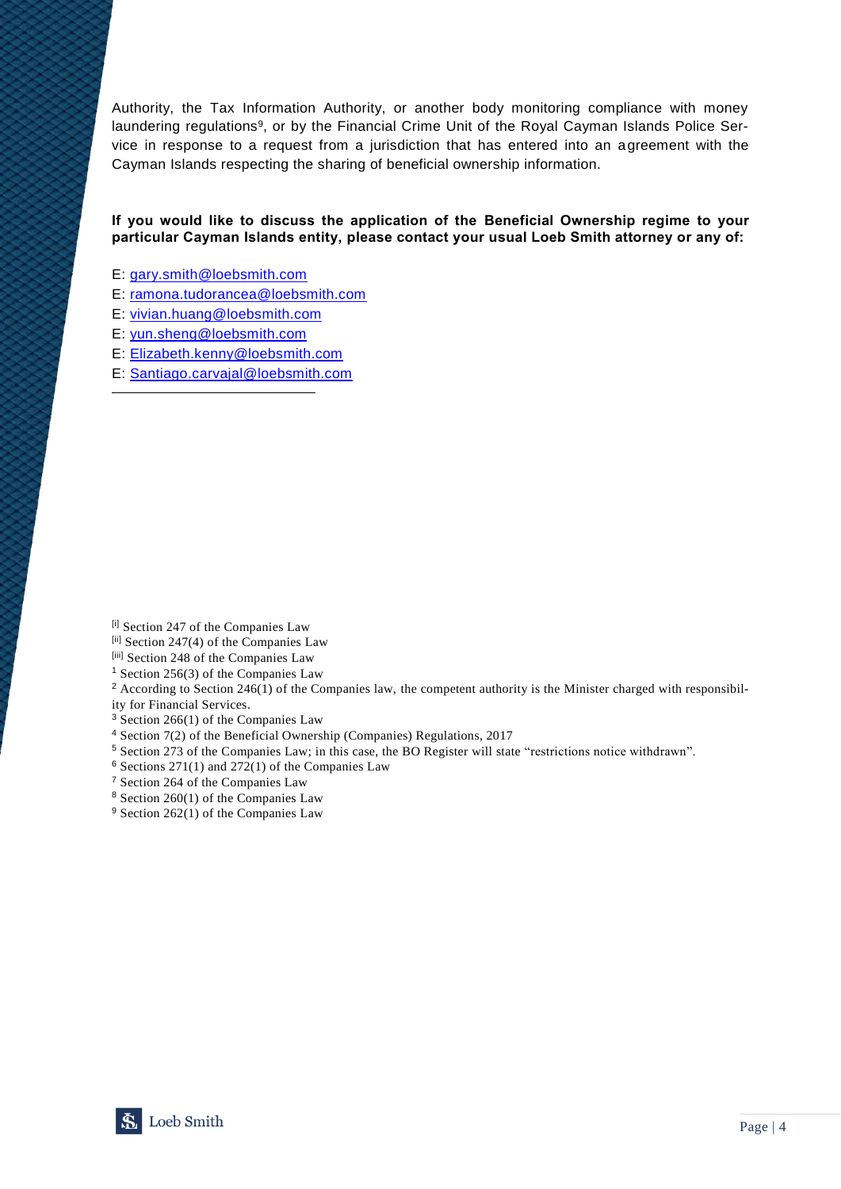Authority, the Tax Information Authority, or another body monitoring compliance with money laundering regulations[9], or by the Financial Crime Unit of the Royal Cayman Islands Police Service in response to a request from a jurisdiction that has entered into an agreement with the Cayman Islands respecting the sharing of beneficial ownership information.

**If you would like to discuss the application of the Beneficial Ownership regime to your particular Cayman Islands entity, please contact your usual Loeb Smith attorney or any of:**

E: gary.smith@loebsmith.com
E: ramona.tudorancea@loebsmith.com
E: vivian.huang@loebsmith.com
E: yun.sheng@loebsmith.com
E: Elizabeth.kenny@loebsmith.com
E: Santiago.carvajal@loebsmith.com

---

[i] Section 247 of the Companies Law
[ii] Section 247(4) of the Companies Law
[iii] Section 248 of the Companies Law
[1] Section 256(3) of the Companies Law
[2] According to Section 246(1) of the Companies law, the competent authority is the Minister charged with responsibility for Financial Services.
[3] Section 266(1) of the Companies Law
[4] Section 7(2) of the Beneficial Ownership (Companies) Regulations, 2017
[5] Section 273 of the Companies Law; in this case, the BO Register will state "restrictions notice withdrawn".
[6] Sections 271(1) and 272(1) of the Companies Law
[7] Section 264 of the Companies Law
[8] Section 260(1) of the Companies Law
[9] Section 262(1) of the Companies Law